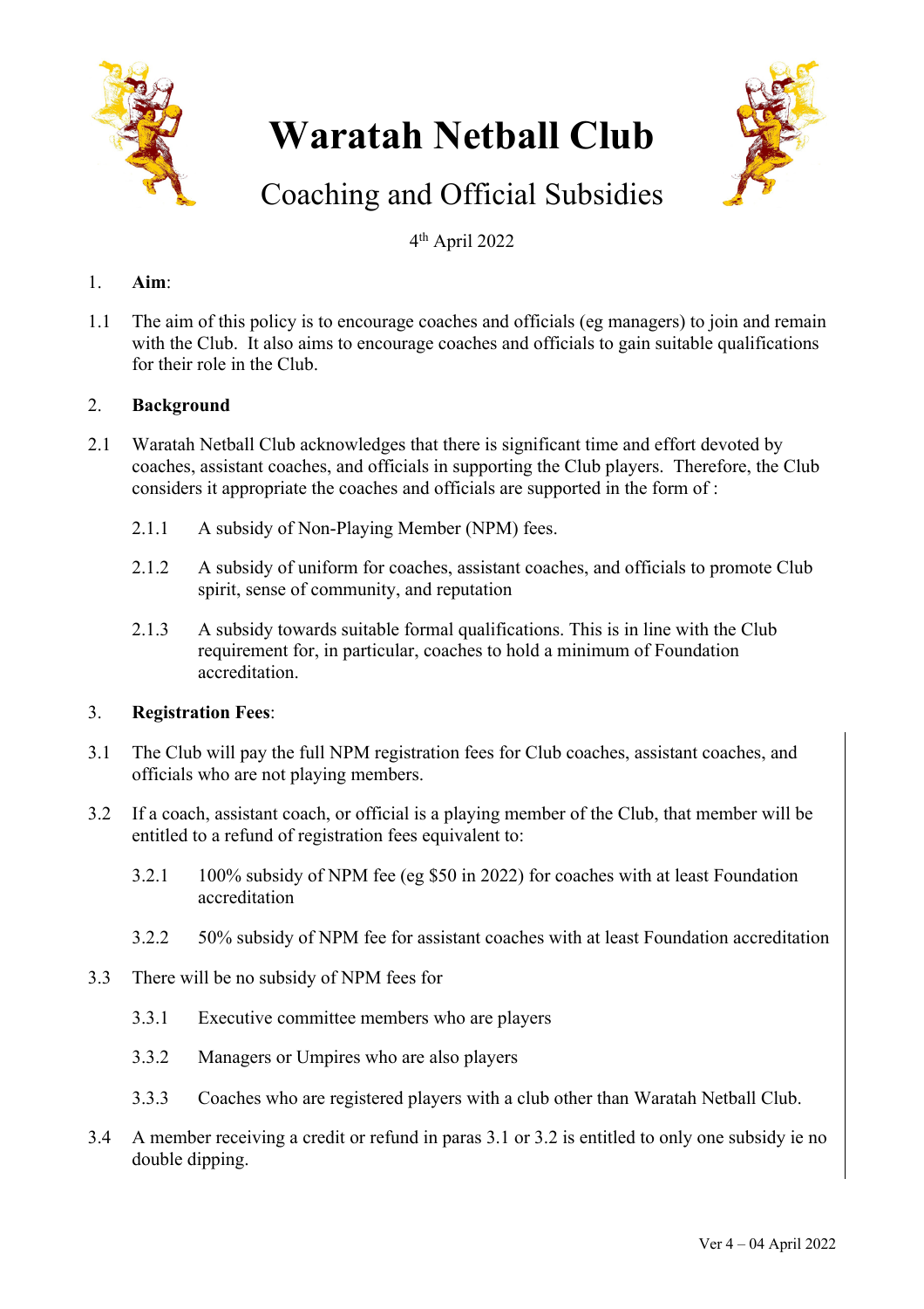# Waratah Netball Club

## Coaching and Official Subsidies

4th April 2022

1. **Aim**:

1.1 The aim of this policy is to encourage coaches and officials (eg managers) to join and remain with the Club. It also aims to encourage coaches and officials to gain suitable qualifications for their role in the Club.

2. **Background**

2.1 Waratah Netball Club acknowledges that there is significant time and effort devoted by coaches, assistant coaches, and officials in supporting the Club players. Therefore, the Club considers it appropriate the coaches and officials are supported in the form of :

2.1.1 A subsidy of Non-Playing Member (NPM) fees.

2.1.2 A subsidy of uniform for coaches, assistant coaches, and officials to promote Club spirit, sense of community, and reputation

2.1.3 A subsidy towards suitable formal qualifications. This is in line with the Club requirement for, in particular, coaches to hold a minimum of Foundation accreditation.

3. **Registration Fees**:

3.1 The Club will pay the full NPM registration fees for Club coaches, assistant coaches, and officials who are not playing members.

3.2 If a coach, assistant coach, or official is a playing member of the Club, that member will be entitled to a refund of registration fees equivalent to:

3.2.1 100% subsidy of NPM fee (eg $50 in 2022) for coaches with at least Foundation accreditation

3.2.2 50% subsidy of NPM fee for assistant coaches with at least Foundation accreditation

3.3 There will be no subsidy of NPM fees for

3.3.1 Executive committee members who are players

3.3.2 Managers or Umpires who are also players

3.3.3 Coaches who are registered players with a club other than Waratah Netball Club.

3.4 A member receiving a credit or refund in paras 3.1 or 3.2 is entitled to only one subsidy ie no double dipping.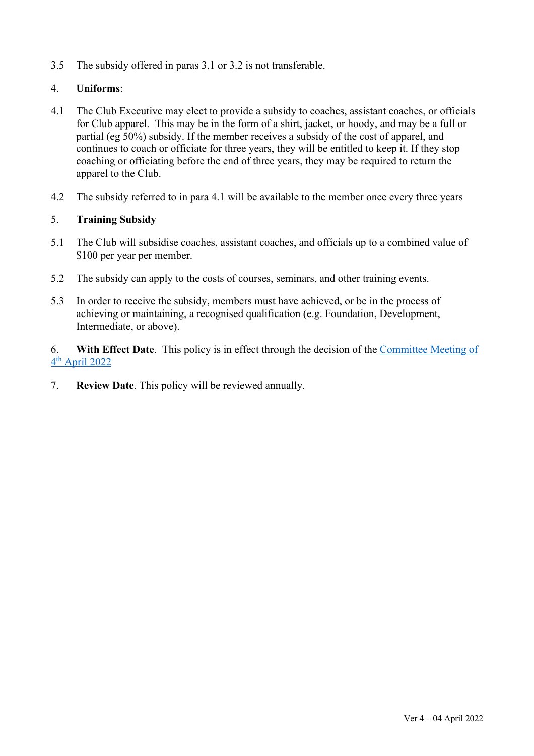3.5 The subsidy offered in paras 3.1 or 3.2 is not transferable.

4. **Uniforms**:

4.1 The Club Executive may elect to provide a subsidy to coaches, assistant coaches, or officials for Club apparel. This may be in the form of a shirt, jacket, or hoody, and may be a full or partial (eg 50%) subsidy. If the member receives a subsidy of the cost of apparel, and continues to coach or officiate for three years, they will be entitled to keep it. If they stop coaching or officiating before the end of three years, they may be required to return the apparel to the Club.

4.2 The subsidy referred to in para 4.1 will be available to the member once every three years

5. **Training Subsidy**

5.1 The Club will subsidise coaches, assistant coaches, and officials up to a combined value of $100 per year per member.

5.2 The subsidy can apply to the costs of courses, seminars, and other training events.

5.3 In order to receive the subsidy, members must have achieved, or be in the process of achieving or maintaining, a recognised qualification (e.g. Foundation, Development, Intermediate, or above).

6. **With Effect Date**. This policy is in effect through the decision of the Committee Meeting of 4th April 2022

7. **Review Date**. This policy will be reviewed annually.

Ver 4 – 04 April 2022